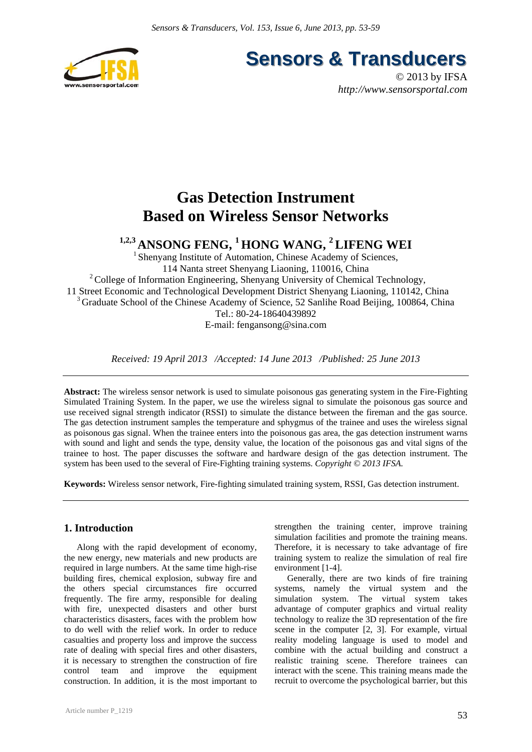# Gas Detection Instrument Based on Wireless Sensor Networks

**[1,2,3] ANSONG FENG, [1] HONG WANG, [2] LIFENG WEI**

[1] Shenyang Institute of Automation, Chinese Academy of Sciences,
114 Nanta street Shenyang Liaoning, 110016, China
[2] College of Information Engineering, Shenyang University of Chemical Technology,
11 Street Economic and Technological Development District Shenyang Liaoning, 110142, China
[3] Graduate School of the Chinese Academy of Science, 52 Sanlihe Road Beijing, 100864, China
Tel.: 80-24-18640439892
E-mail: fengansong@sina.com

*Received: 19 April 2013 /Accepted: 14 June 2013 /Published: 25 June 2013*

**Abstract:** The wireless sensor network is used to simulate poisonous gas generating system in the Fire-Fighting Simulated Training System. In the paper, we use the wireless signal to simulate the poisonous gas source and use received signal strength indicator (RSSI) to simulate the distance between the fireman and the gas source. The gas detection instrument samples the temperature and sphygmus of the trainee and uses the wireless signal as poisonous gas signal. When the trainee enters into the poisonous gas area, the gas detection instrument warns with sound and light and sends the type, density value, the location of the poisonous gas and vital signs of the trainee to host. The paper discusses the software and hardware design of the gas detection instrument. The system has been used to the several of Fire-Fighting training systems. *Copyright © 2013 IFSA.*

**Keywords:** Wireless sensor network, Fire-fighting simulated training system, RSSI, Gas detection instrument.

## 1. Introduction

Along with the rapid development of economy, the new energy, new materials and new products are required in large numbers. At the same time high-rise building fires, chemical explosion, subway fire and the others special circumstances fire occurred frequently. The fire army, responsible for dealing with fire, unexpected disasters and other burst characteristics disasters, faces with the problem how to do well with the relief work. In order to reduce casualties and property loss and improve the success rate of dealing with special fires and other disasters, it is necessary to strengthen the construction of fire control team and improve the equipment construction. In addition, it is the most important to strengthen the training center, improve training simulation facilities and promote the training means. Therefore, it is necessary to take advantage of fire training system to realize the simulation of real fire environment [1-4].

Generally, there are two kinds of fire training systems, namely the virtual system and the simulation system. The virtual system takes advantage of computer graphics and virtual reality technology to realize the 3D representation of the fire scene in the computer [2, 3]. For example, virtual reality modeling language is used to model and combine with the actual building and construct a realistic training scene. Therefore trainees can interact with the scene. This training means made the recruit to overcome the psychological barrier, but this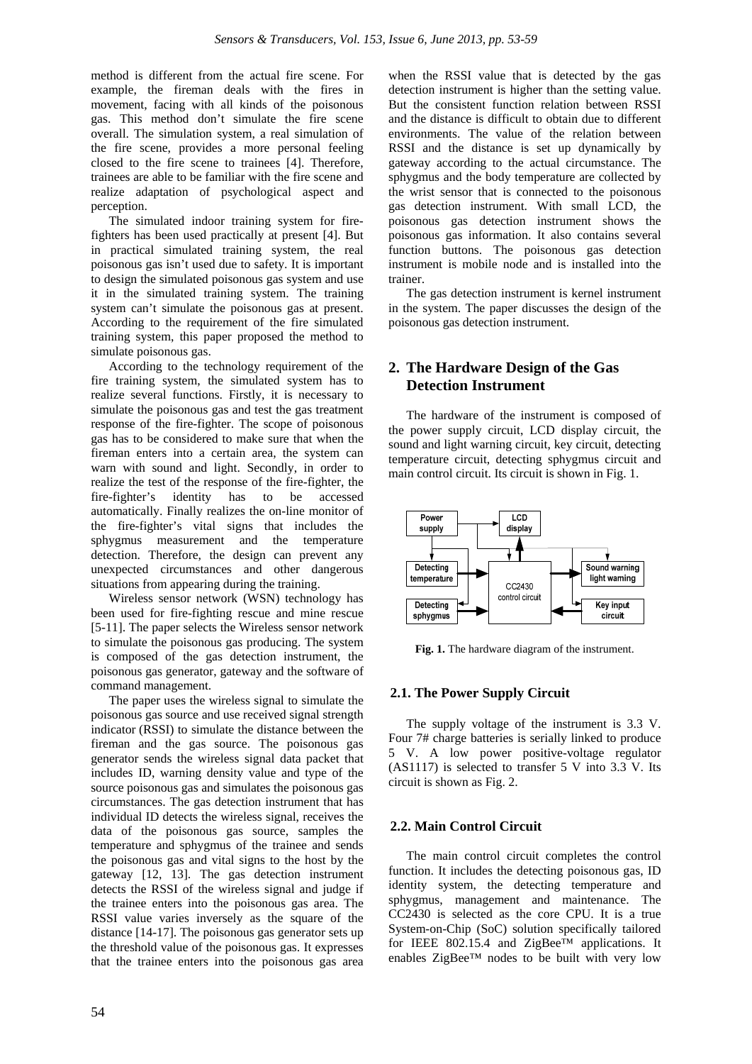method is different from the actual fire scene. For example, the fireman deals with the fires in movement, facing with all kinds of the poisonous gas. This method don't simulate the fire scene overall. The simulation system, a real simulation of the fire scene, provides a more personal feeling closed to the fire scene to trainees [4]. Therefore, trainees are able to be familiar with the fire scene and realize adaptation of psychological aspect and perception.

The simulated indoor training system for fire-fighters has been used practically at present [4]. But in practical simulated training system, the real poisonous gas isn't used due to safety. It is important to design the simulated poisonous gas system and use it in the simulated training system. The training system can't simulate the poisonous gas at present. According to the requirement of the fire simulated training system, this paper proposed the method to simulate poisonous gas.

According to the technology requirement of the fire training system, the simulated system has to realize several functions. Firstly, it is necessary to simulate the poisonous gas and test the gas treatment response of the fire-fighter. The scope of poisonous gas has to be considered to make sure that when the fireman enters into a certain area, the system can warn with sound and light. Secondly, in order to realize the test of the response of the fire-fighter, the fire-fighter's identity has to be accessed automatically. Finally realizes the on-line monitor of the fire-fighter's vital signs that includes the sphygmus measurement and the temperature detection. Therefore, the design can prevent any unexpected circumstances and other dangerous situations from appearing during the training.

Wireless sensor network (WSN) technology has been used for fire-fighting rescue and mine rescue [5-11]. The paper selects the Wireless sensor network to simulate the poisonous gas producing. The system is composed of the gas detection instrument, the poisonous gas generator, gateway and the software of command management.

The paper uses the wireless signal to simulate the poisonous gas source and use received signal strength indicator (RSSI) to simulate the distance between the fireman and the gas source. The poisonous gas generator sends the wireless signal data packet that includes ID, warning density value and type of the source poisonous gas and simulates the poisonous gas circumstances. The gas detection instrument that has individual ID detects the wireless signal, receives the data of the poisonous gas source, samples the temperature and sphygmus of the trainee and sends the poisonous gas and vital signs to the host by the gateway [12, 13]. The gas detection instrument detects the RSSI of the wireless signal and judge if the trainee enters into the poisonous gas area. The RSSI value varies inversely as the square of the distance [14-17]. The poisonous gas generator sets up the threshold value of the poisonous gas. It expresses that the trainee enters into the poisonous gas area when the RSSI value that is detected by the gas detection instrument is higher than the setting value. But the consistent function relation between RSSI and the distance is difficult to obtain due to different environments. The value of the relation between RSSI and the distance is set up dynamically by gateway according to the actual circumstance. The sphygmus and the body temperature are collected by the wrist sensor that is connected to the poisonous gas detection instrument. With small LCD, the poisonous gas detection instrument shows the poisonous gas information. It also contains several function buttons. The poisonous gas detection instrument is mobile node and is installed into the trainer.

The gas detection instrument is kernel instrument in the system. The paper discusses the design of the poisonous gas detection instrument.

## 2. The Hardware Design of the Gas Detection Instrument

The hardware of the instrument is composed of the power supply circuit, LCD display circuit, the sound and light warning circuit, key circuit, detecting temperature circuit, detecting sphygmus circuit and main control circuit. Its circuit is shown in Fig. 1.

**Fig. 1.** The hardware diagram of the instrument.

### 2.1. The Power Supply Circuit

The supply voltage of the instrument is 3.3 V. Four 7# charge batteries is serially linked to produce 5 V. A low power positive-voltage regulator (AS1117) is selected to transfer 5 V into 3.3 V. Its circuit is shown as Fig. 2.

### 2.2. Main Control Circuit

The main control circuit completes the control function. It includes the detecting poisonous gas, ID identity system, the detecting temperature and sphygmus, management and maintenance. The CC2430 is selected as the core CPU. It is a true System-on-Chip (SoC) solution specifically tailored for IEEE 802.15.4 and ZigBee™ applications. It enables ZigBee™ nodes to be built with very low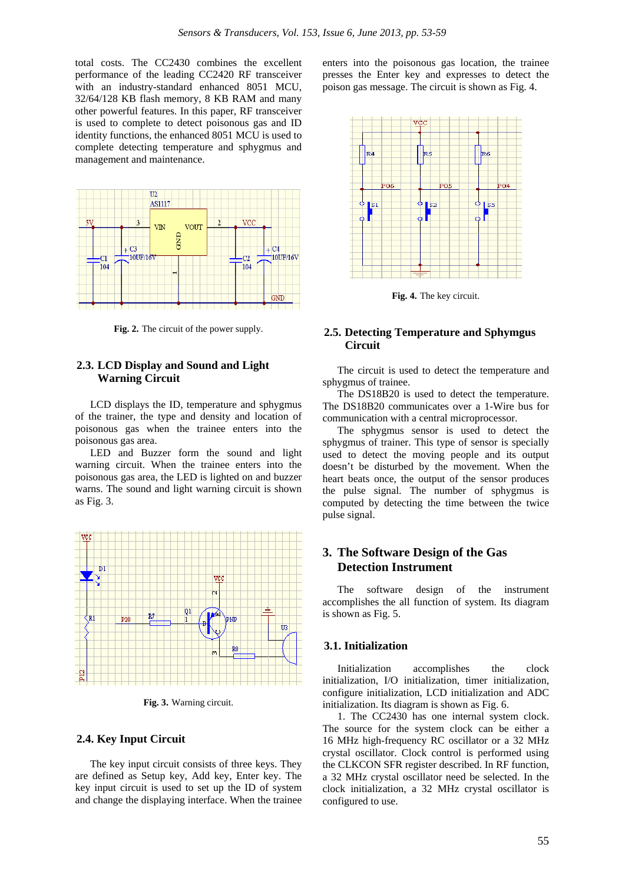total costs. The CC2430 combines the excellent performance of the leading CC2420 RF transceiver with an industry-standard enhanced 8051 MCU, 32/64/128 KB flash memory, 8 KB RAM and many other powerful features. In this paper, RF transceiver is used to complete to detect poisonous gas and ID identity functions, the enhanced 8051 MCU is used to complete detecting temperature and sphygmus and management and maintenance.

**Fig. 2.** The circuit of the power supply.

### 2.3. LCD Display and Sound and Light Warning Circuit

LCD displays the ID, temperature and sphygmus of the trainer, the type and density and location of poisonous gas when the trainee enters into the poisonous gas area.

LED and Buzzer form the sound and light warning circuit. When the trainee enters into the poisonous gas area, the LED is lighted on and buzzer warns. The sound and light warning circuit is shown as Fig. 3.

**Fig. 3.** Warning circuit.

### 2.4. Key Input Circuit

The key input circuit consists of three keys. They are defined as Setup key, Add key, Enter key. The key input circuit is used to set up the ID of system and change the displaying interface. When the trainee enters into the poisonous gas location, the trainee presses the Enter key and expresses to detect the poison gas message. The circuit is shown as Fig. 4.

**Fig. 4.** The key circuit.

### 2.5. Detecting Temperature and Sphygmus Circuit

The circuit is used to detect the temperature and sphygmus of trainee.

The DS18B20 is used to detect the temperature. The DS18B20 communicates over a 1-Wire bus for communication with a central microprocessor.

The sphygmus sensor is used to detect the sphygmus of trainer. This type of sensor is specially used to detect the moving people and its output doesn't be disturbed by the movement. When the heart beats once, the output of the sensor produces the pulse signal. The number of sphygmus is computed by detecting the time between the twice pulse signal.

## 3. The Software Design of the Gas Detection Instrument

The software design of the instrument accomplishes the all function of system. Its diagram is shown as Fig. 5.

### 3.1. Initialization

Initialization accomplishes the clock initialization, I/O initialization, timer initialization, configure initialization, LCD initialization and ADC initialization. Its diagram is shown as Fig. 6.

1. The CC2430 has one internal system clock. The source for the system clock can be either a 16 MHz high-frequency RC oscillator or a 32 MHz crystal oscillator. Clock control is performed using the CLKCON SFR register described. In RF function, a 32 MHz crystal oscillator need be selected. In the clock initialization, a 32 MHz crystal oscillator is configured to use.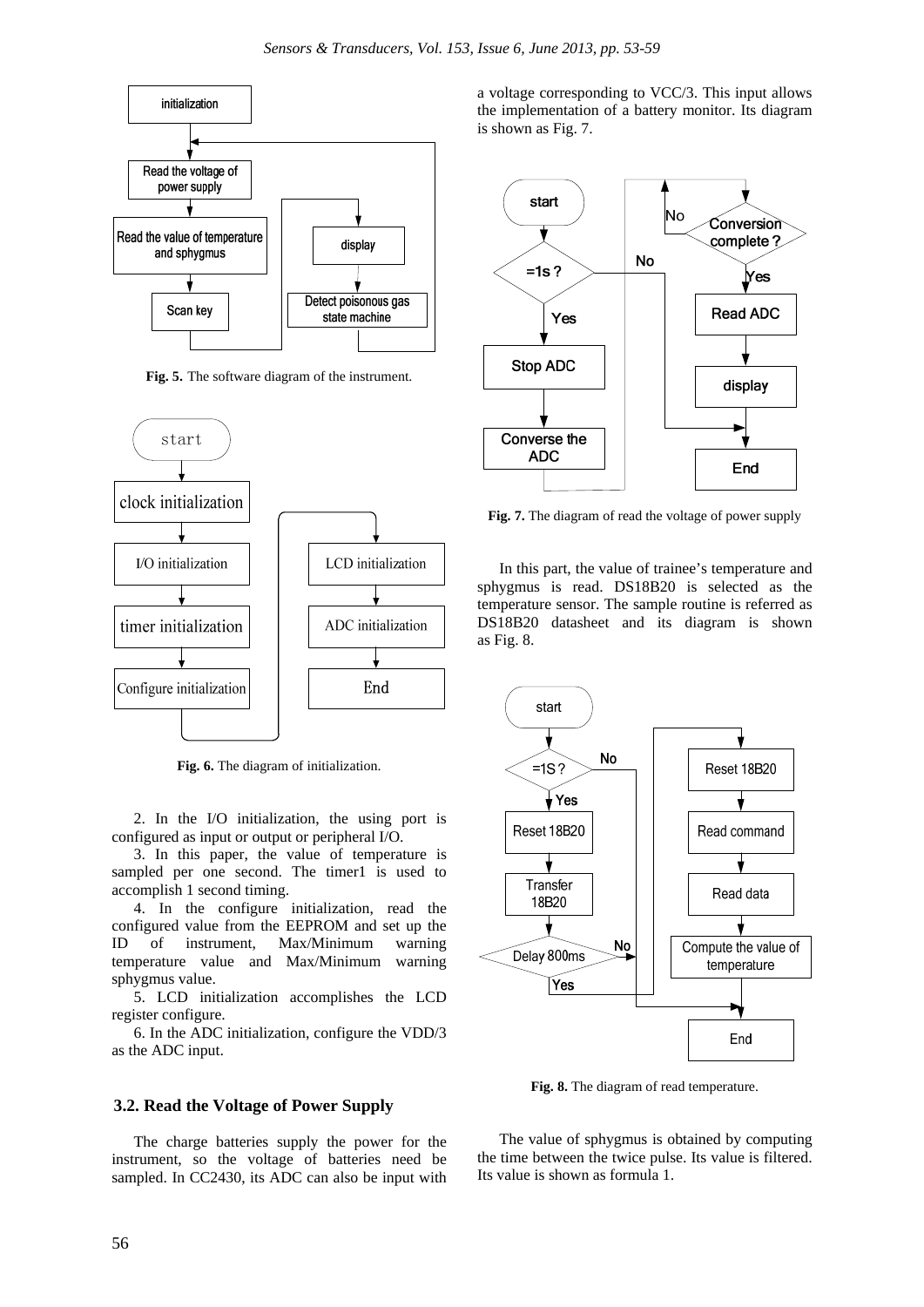Fig. 5. The software diagram of the instrument.

Fig. 6. The diagram of initialization.

2. In the I/O initialization, the using port is configured as input or output or peripheral I/O.

3. In this paper, the value of temperature is sampled per one second. The timer1 is used to accomplish 1 second timing.

4. In the configure initialization, read the configured value from the EEPROM and set up the ID of instrument, Max/Minimum warning temperature value and Max/Minimum warning sphygmus value.

5. LCD initialization accomplishes the LCD register configure.

6. In the ADC initialization, configure the VDD/3 as the ADC input.

### 3.2. Read the Voltage of Power Supply

The charge batteries supply the power for the instrument, so the voltage of batteries need be sampled. In CC2430, its ADC can also be input with a voltage corresponding to VCC/3. This input allows the implementation of a battery monitor. Its diagram is shown as Fig. 7.

Fig. 7. The diagram of read the voltage of power supply

In this part, the value of trainee's temperature and sphygmus is read. DS18B20 is selected as the temperature sensor. The sample routine is referred as DS18B20 datasheet and its diagram is shown as Fig. 8.

Fig. 8. The diagram of read temperature.

The value of sphygmus is obtained by computing the time between the twice pulse. Its value is filtered. Its value is shown as formula 1.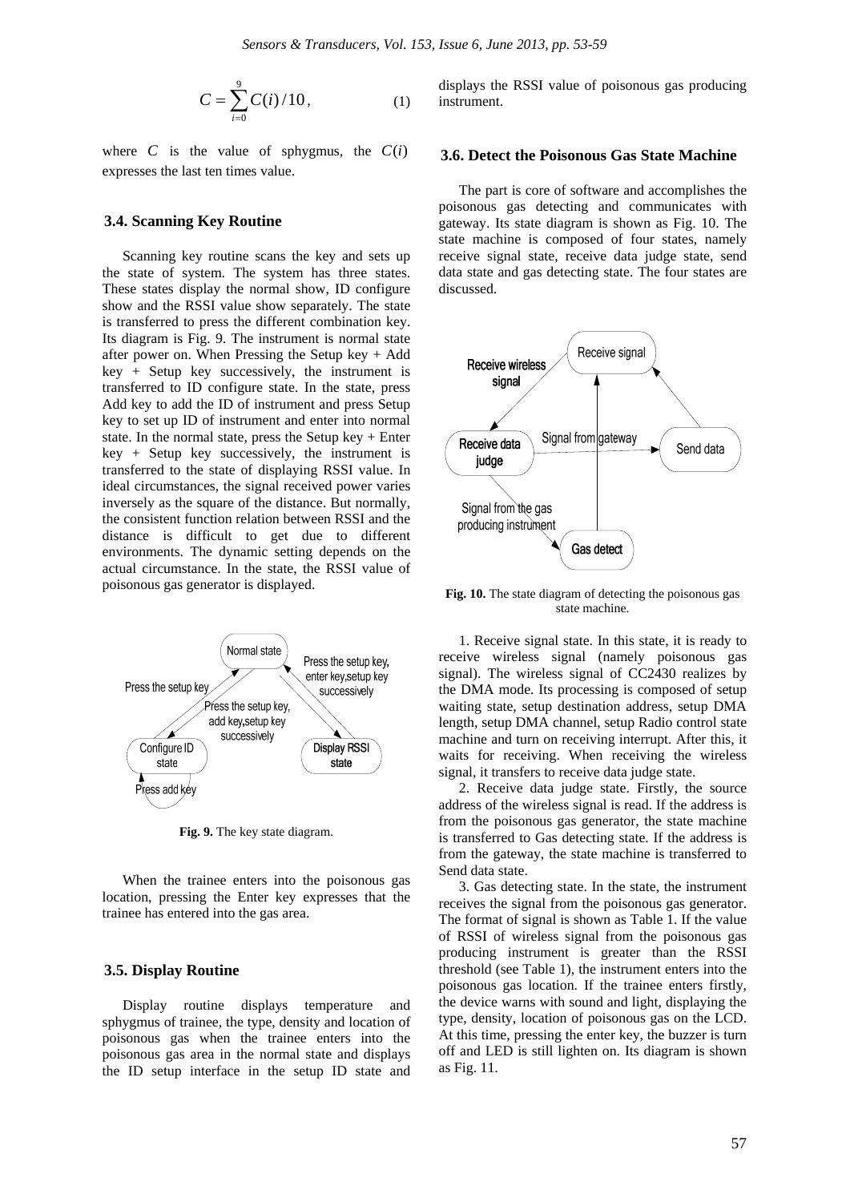$$C = \sum_{i=0}^{9} C(i)/10, \quad (1)$$

where $C$ is the value of sphygmus, the $C(i)$ expresses the last ten times value.

### 3.4. Scanning Key Routine

Scanning key routine scans the key and sets up the state of system. The system has three states. These states display the normal show, ID configure show and the RSSI value show separately. The state is transferred to press the different combination key. Its diagram is Fig. 9. The instrument is normal state after power on. When Pressing the Setup key + Add key + Setup key successively, the instrument is transferred to ID configure state. In the state, press Add key to add the ID of instrument and press Setup key to set up ID of instrument and enter into normal state. In the normal state, press the Setup key + Enter key + Setup key successively, the instrument is transferred to the state of displaying RSSI value. In ideal circumstances, the signal received power varies inversely as the square of the distance. But normally, the consistent function relation between RSSI and the distance is difficult to get due to different environments. The dynamic setting depends on the actual circumstance. In the state, the RSSI value of poisonous gas generator is displayed.

**Fig. 9.** The key state diagram.

When the trainee enters into the poisonous gas location, pressing the Enter key expresses that the trainee has entered into the gas area.

### 3.5. Display Routine

Display routine displays temperature and sphygmus of trainee, the type, density and location of poisonous gas when the trainee enters into the poisonous gas area in the normal state and displays the ID setup interface in the setup ID state and displays the RSSI value of poisonous gas producing instrument.

### 3.6. Detect the Poisonous Gas State Machine

The part is core of software and accomplishes the poisonous gas detecting and communicates with gateway. Its state diagram is shown as Fig. 10. The state machine is composed of four states, namely receive signal state, receive data judge state, send data state and gas detecting state. The four states are discussed.

**Fig. 10.** The state diagram of detecting the poisonous gas state machine.

1. Receive signal state. In this state, it is ready to receive wireless signal (namely poisonous gas signal). The wireless signal of CC2430 realizes by the DMA mode. Its processing is composed of setup waiting state, setup destination address, setup DMA length, setup DMA channel, setup Radio control state machine and turn on receiving interrupt. After this, it waits for receiving. When receiving the wireless signal, it transfers to receive data judge state.

2. Receive data judge state. Firstly, the source address of the wireless signal is read. If the address is from the poisonous gas generator, the state machine is transferred to Gas detecting state. If the address is from the gateway, the state machine is transferred to Send data state.

3. Gas detecting state. In the state, the instrument receives the signal from the poisonous gas generator. The format of signal is shown as Table 1. If the value of RSSI of wireless signal from the poisonous gas producing instrument is greater than the RSSI threshold (see Table 1), the instrument enters into the poisonous gas location. If the trainee enters firstly, the device warns with sound and light, displaying the type, density, location of poisonous gas on the LCD. At this time, pressing the enter key, the buzzer is turn off and LED is still lighten on. Its diagram is shown as Fig. 11.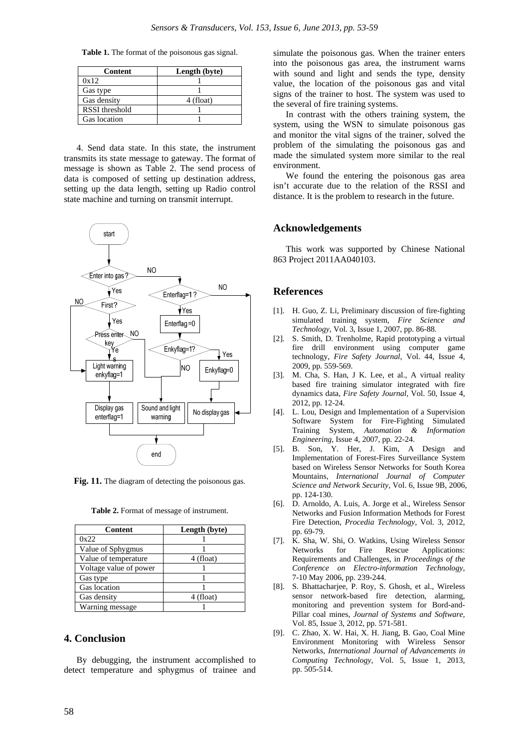**Table 1.** The format of the poisonous gas signal.

| Content | Length (byte) |
|---|---|
| 0x12 | 1 |
| Gas type | 1 |
| Gas density | 4 (float) |
| RSSI threshold | 1 |
| Gas location | 1 |

4. Send data state. In this state, the instrument transmits its state message to gateway. The format of message is shown as Table 2. The send process of data is composed of setting up destination address, setting up the data length, setting up Radio control state machine and turning on transmit interrupt.

**Fig. 11.** The diagram of detecting the poisonous gas.

**Table 2.** Format of message of instrument.

| Content | Length (byte) |
|---|---|
| 0x22 | 1 |
| Value of Sphygmus | 1 |
| Value of temperature | 4 (float) |
| Voltage value of power | 1 |
| Gas type | 1 |
| Gas location | 1 |
| Gas density | 4 (float) |
| Warning message | 1 |

## 4. Conclusion

By debugging, the instrument accomplished to detect temperature and sphygmus of trainee and simulate the poisonous gas. When the trainer enters into the poisonous gas area, the instrument warns with sound and light and sends the type, density value, the location of the poisonous gas and vital signs of the trainer to host. The system was used to the several of fire training systems.

In contrast with the others training system, the system, using the WSN to simulate poisonous gas and monitor the vital signs of the trainer, solved the problem of the simulating the poisonous gas and made the simulated system more similar to the real environment.

We found the entering the poisonous gas area isn't accurate due to the relation of the RSSI and distance. It is the problem to research in the future.

## Acknowledgements

This work was supported by Chinese National 863 Project 2011AA040103.

## References

[1]. H. Guo, Z. Li, Preliminary discussion of fire-fighting simulated training system, *Fire Science and Technology*, Vol. 3, Issue 1, 2007, pp. 86-88.

[2]. S. Smith, D. Trenholme, Rapid prototyping a virtual fire drill environment using computer game technology, *Fire Safety Journal*, Vol. 44, Issue 4, 2009, pp. 559-569.

[3]. M. Cha, S. Han, J K. Lee, et al., A virtual reality based fire training simulator integrated with fire dynamics data, *Fire Safety Journal*, Vol. 50, Issue 4, 2012, pp. 12-24.

[4]. L. Lou, Design and Implementation of a Supervision Software System for Fire-Fighting Simulated Training System, *Automation & Information Engineering*, Issue 4, 2007, pp. 22-24.

[5]. B. Son, Y. Her, J. Kim, A Design and Implementation of Forest-Fires Surveillance System based on Wireless Sensor Networks for South Korea Mountains, *International Journal of Computer Science and Network Security*, Vol. 6, Issue 9B, 2006, pp. 124-130.

[6]. D. Arnoldo, A. Luis, A. Jorge et al., Wireless Sensor Networks and Fusion Information Methods for Forest Fire Detection, *Procedia Technology*, Vol. 3, 2012, pp. 69-79.

[7]. K. Sha, W. Shi, O. Watkins, Using Wireless Sensor Networks for Fire Rescue Applications: Requirements and Challenges, in *Proceedings of the Conference on Electro-information Technology*, 7-10 May 2006, pp. 239-244.

[8]. S. Bhattacharjee, P. Roy, S. Ghosh, et al., Wireless sensor network-based fire detection, alarming, monitoring and prevention system for Bord-and-Pillar coal mines, *Journal of Systems and Software*, Vol. 85, Issue 3, 2012, pp. 571-581.

[9]. C. Zhao, X. W. Hai, X. H. Jiang, B. Gao, Coal Mine Environment Monitoring with Wireless Sensor Networks, *International Journal of Advancements in Computing Technology*, Vol. 5, Issue 1, 2013, pp. 505-514.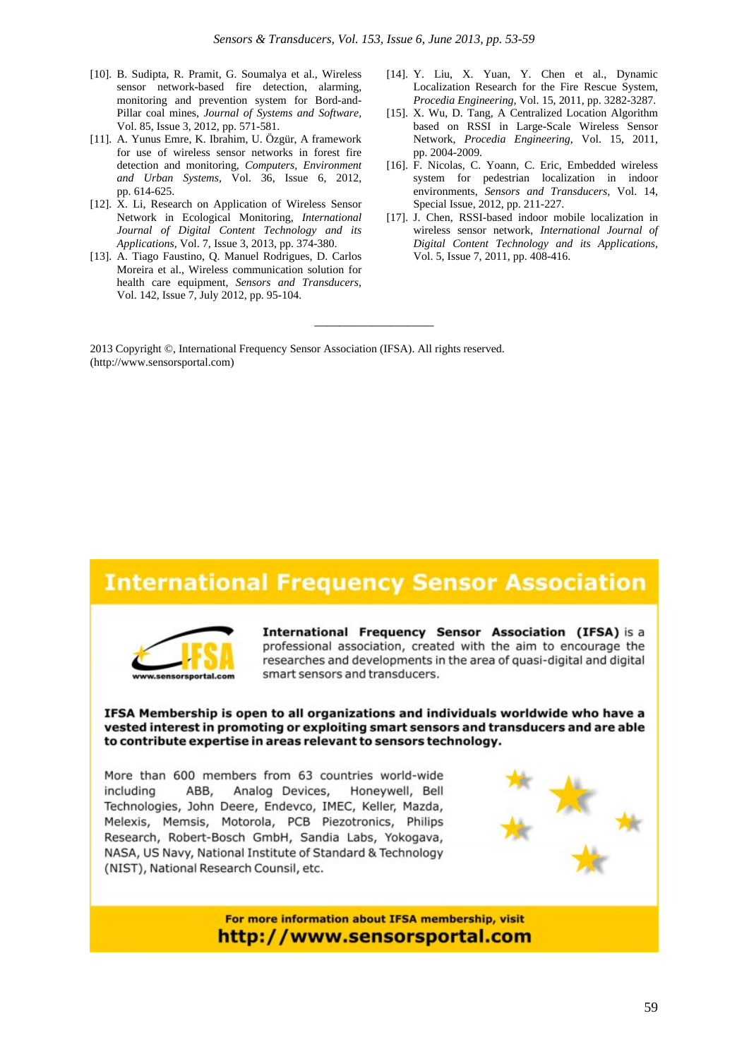[10]. B. Sudipta, R. Pramit, G. Soumalya et al., Wireless sensor network-based fire detection, alarming, monitoring and prevention system for Bord-and-Pillar coal mines, *Journal of Systems and Software*, Vol. 85, Issue 3, 2012, pp. 571-581.

[11]. A. Yunus Emre, K. Ibrahim, U. Özgür, A framework for use of wireless sensor networks in forest fire detection and monitoring, *Computers, Environment and Urban Systems*, Vol. 36, Issue 6, 2012, pp. 614-625.

[12]. X. Li, Research on Application of Wireless Sensor Network in Ecological Monitoring, *International Journal of Digital Content Technology and its Applications*, Vol. 7, Issue 3, 2013, pp. 374-380.

[13]. A. Tiago Faustino, Q. Manuel Rodrigues, D. Carlos Moreira et al., Wireless communication solution for health care equipment, *Sensors and Transducers*, Vol. 142, Issue 7, July 2012, pp. 95-104.

[14]. Y. Liu, X. Yuan, Y. Chen et al., Dynamic Localization Research for the Fire Rescue System, *Procedia Engineering*, Vol. 15, 2011, pp. 3282-3287.

[15]. X. Wu, D. Tang, A Centralized Location Algorithm based on RSSI in Large-Scale Wireless Sensor Network, *Procedia Engineering*, Vol. 15, 2011, pp. 2004-2009.

[16]. F. Nicolas, C. Yoann, C. Eric, Embedded wireless system for pedestrian localization in indoor environments, *Sensors and Transducers*, Vol. 14, Special Issue, 2012, pp. 211-227.

[17]. J. Chen, RSSI-based indoor mobile localization in wireless sensor network, *International Journal of Digital Content Technology and its Applications*, Vol. 5, Issue 7, 2011, pp. 408-416.

---

2013 Copyright ©, International Frequency Sensor Association (IFSA). All rights reserved.
(http://www.sensorsportal.com)

## International Frequency Sensor Association

www.sensorsportal.com

**International Frequency Sensor Association (IFSA)** is a professional association, created with the aim to encourage the researches and developments in the area of quasi-digital and digital smart sensors and transducers.

**IFSA Membership is open to all organizations and individuals worldwide who have a vested interest in promoting or exploiting smart sensors and transducers and are able to contribute expertise in areas relevant to sensors technology.**

More than 600 members from 63 countries world-wide including ABB, Analog Devices, Honeywell, Bell Technologies, John Deere, Endevco, IMEC, Keller, Mazda, Melexis, Memsis, Motorola, PCB Piezotronics, Philips Research, Robert-Bosch GmbH, Sandia Labs, Yokogava, NASA, US Navy, National Institute of Standard & Technology (NIST), National Research Counsil, etc.

**For more information about IFSA membership, visit**
**http://www.sensorsportal.com**